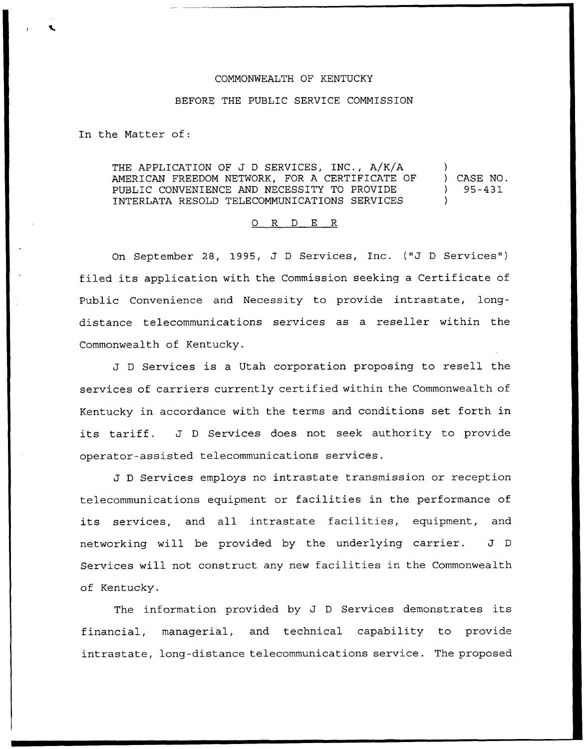COMMONWEALTH OF KENTUCKY

BEFORE THE PUBLIC SERVICE COMMISSION

In the Matter of:

THE APPLICATION OF J D SERVICES, INC., A/K/A AMERICAN FREEDOM NETWORK, FOR A CERTIFICATE OF PUBLIC CONVENIENCE AND NECESSITY TO PROVIDE INTERLATA RESOLD TELECOMMUNICATIONS SERVICES ) CASE NO. 95-431

O R D E R

On September 28, 1995, J D Services, Inc. ("J D Services") filed its application with the Commission seeking a Certificate of Public Convenience and Necessity to provide intrastate, long-distance telecommunications services as a reseller within the Commonwealth of Kentucky.

J D Services is a Utah corporation proposing to resell the services of carriers currently certified within the Commonwealth of Kentucky in accordance with the terms and conditions set forth in its tariff. J D Services does not seek authority to provide operator-assisted telecommunications services.

J D Services employs no intrastate transmission or reception telecommunications equipment or facilities in the performance of its services, and all intrastate facilities, equipment, and networking will be provided by the underlying carrier. J D Services will not construct any new facilities in the Commonwealth of Kentucky.

The information provided by J D Services demonstrates its financial, managerial, and technical capability to provide intrastate, long-distance telecommunications service. The proposed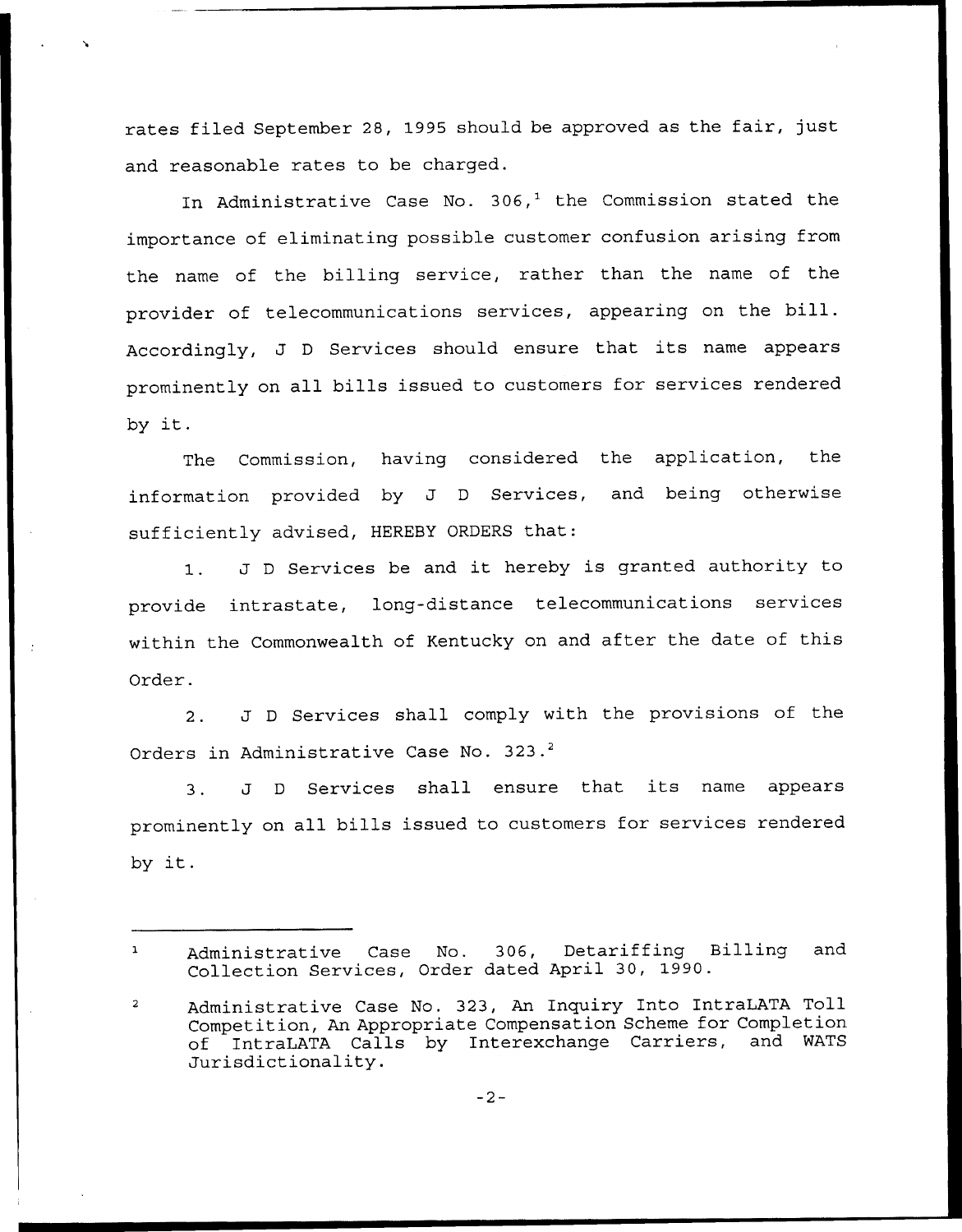rates filed September 28, 1995 should be approved as the fair, just and reasonable rates to be charged.

In Administrative Case No. 306,[1] the Commission stated the importance of eliminating possible customer confusion arising from the name of the billing service, rather than the name of the provider of telecommunications services, appearing on the bill. Accordingly, J D Services should ensure that its name appears prominently on all bills issued to customers for services rendered by it.

The Commission, having considered the application, the information provided by J D Services, and being otherwise sufficiently advised, HEREBY ORDERS that:

1. J D Services be and it hereby is granted authority to provide intrastate, long-distance telecommunications services within the Commonwealth of Kentucky on and after the date of this Order.

2. J D Services shall comply with the provisions of the Orders in Administrative Case No. 323.[2]

3. J D Services shall ensure that its name appears prominently on all bills issued to customers for services rendered by it.

---

[1] Administrative Case No. 306, Detariffing Billing and Collection Services, Order dated April 30, 1990.

[2] Administrative Case No. 323, An Inquiry Into IntraLATA Toll Competition, An Appropriate Compensation Scheme for Completion of IntraLATA Calls by Interexchange Carriers, and WATS Jurisdictionality.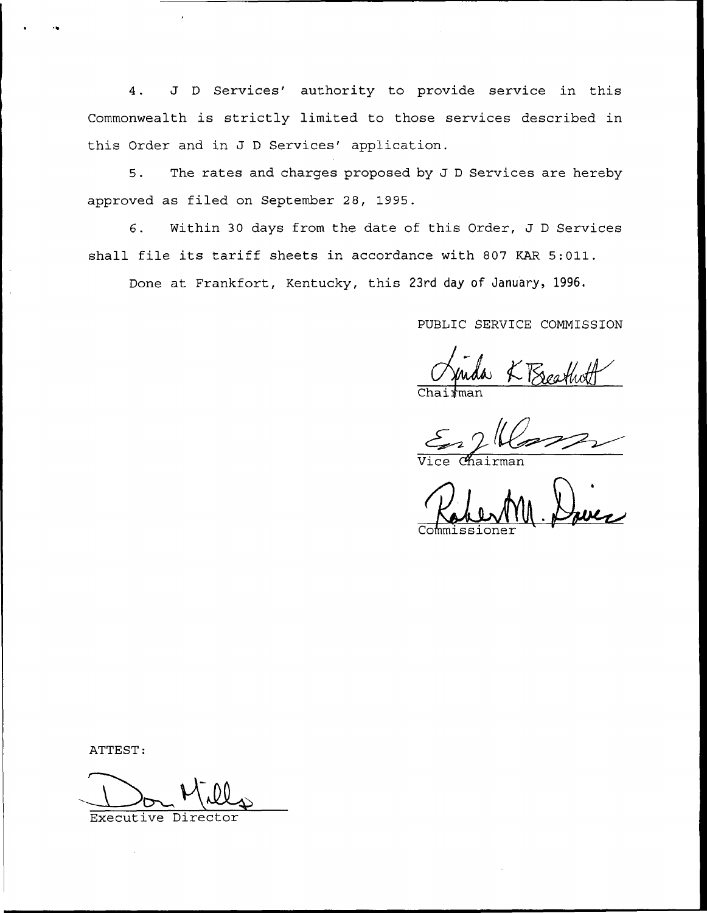4. J D Services' authority to provide service in this Commonwealth is strictly limited to those services described in this Order and in J D Services' application.

5. The rates and charges proposed by J D Services are hereby approved as filed on September 28, 1995.

6. Within 30 days from the date of this Order, J D Services shall file its tariff sheets in accordance with 807 KAR 5:011.

Done at Frankfort, Kentucky, this 23rd day of January, 1996.

PUBLIC SERVICE COMMISSION

Chairman

Vice Chairman

Commissioner

ATTEST:

Executive Director